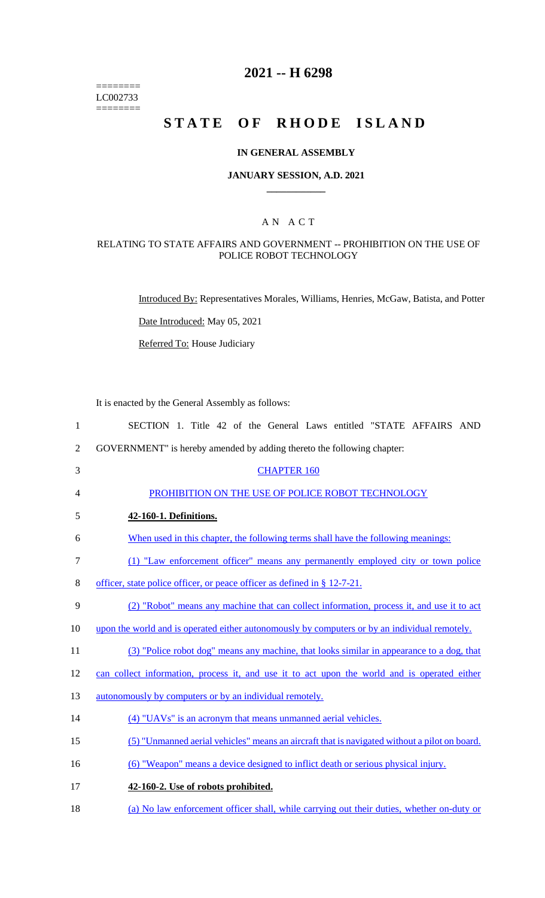========
LC002733
========

# 2021 -- H 6298

# STATE OF RHODE ISLAND

## IN GENERAL ASSEMBLY

### JANUARY SESSION, A.D. 2021

### A N A C T

RELATING TO STATE AFFAIRS AND GOVERNMENT -- PROHIBITION ON THE USE OF POLICE ROBOT TECHNOLOGY

Introduced By: Representatives Morales, Williams, Henries, McGaw, Batista, and Potter

Date Introduced: May 05, 2021

Referred To: House Judiciary

It is enacted by the General Assembly as follows:

SECTION 1. Title 42 of the General Laws entitled "STATE AFFAIRS AND GOVERNMENT" is hereby amended by adding thereto the following chapter:

CHAPTER 160

PROHIBITION ON THE USE OF POLICE ROBOT TECHNOLOGY

**42-160-1. Definitions.**

When used in this chapter, the following terms shall have the following meanings:

(1) "Law enforcement officer" means any permanently employed city or town police officer, state police officer, or peace officer as defined in § 12-7-21.

(2) "Robot" means any machine that can collect information, process it, and use it to act upon the world and is operated either autonomously by computers or by an individual remotely.

(3) "Police robot dog" means any machine, that looks similar in appearance to a dog, that can collect information, process it, and use it to act upon the world and is operated either autonomously by computers or by an individual remotely.

(4) "UAVs" is an acronym that means unmanned aerial vehicles.

(5) "Unmanned aerial vehicles" means an aircraft that is navigated without a pilot on board.

(6) "Weapon" means a device designed to inflict death or serious physical injury.

**42-160-2. Use of robots prohibited.**

(a) No law enforcement officer shall, while carrying out their duties, whether on-duty or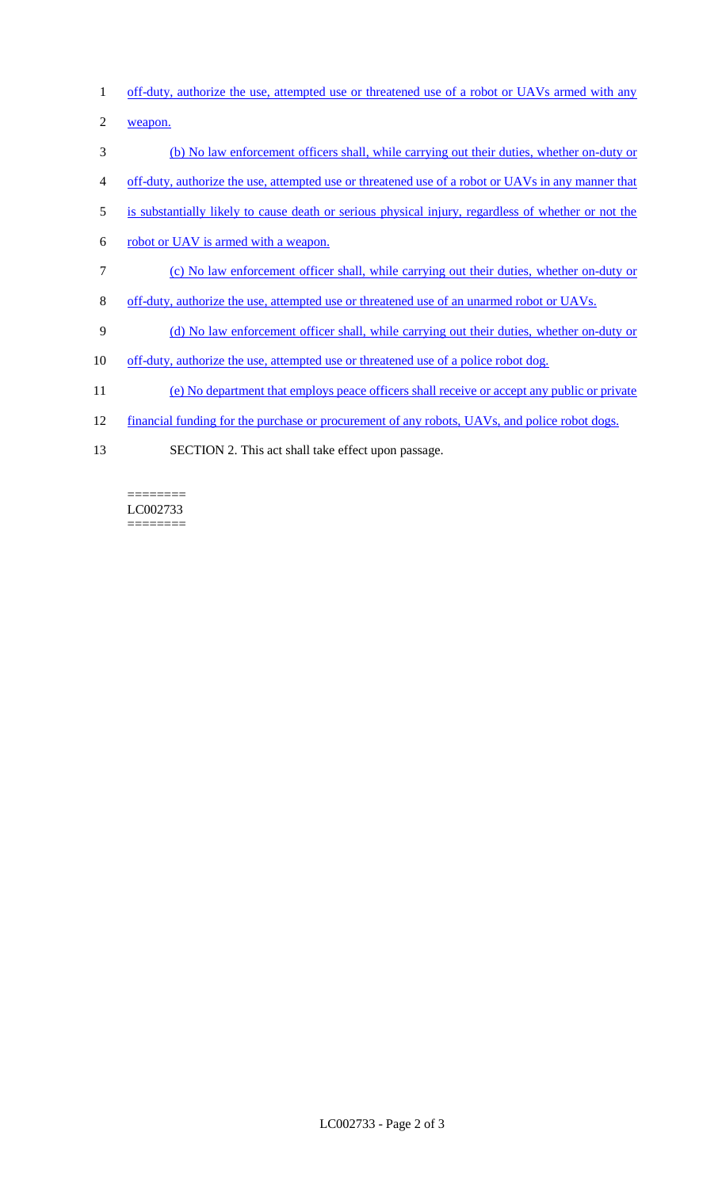off-duty, authorize the use, attempted use or threatened use of a robot or UAVs armed with any weapon.

(b) No law enforcement officers shall, while carrying out their duties, whether on-duty or off-duty, authorize the use, attempted use or threatened use of a robot or UAVs in any manner that is substantially likely to cause death or serious physical injury, regardless of whether or not the robot or UAV is armed with a weapon.

(c) No law enforcement officer shall, while carrying out their duties, whether on-duty or off-duty, authorize the use, attempted use or threatened use of an unarmed robot or UAVs.

(d) No law enforcement officer shall, while carrying out their duties, whether on-duty or off-duty, authorize the use, attempted use or threatened use of a police robot dog.

(e) No department that employs peace officers shall receive or accept any public or private financial funding for the purchase or procurement of any robots, UAVs, and police robot dogs.

SECTION 2. This act shall take effect upon passage.

========
LC002733
========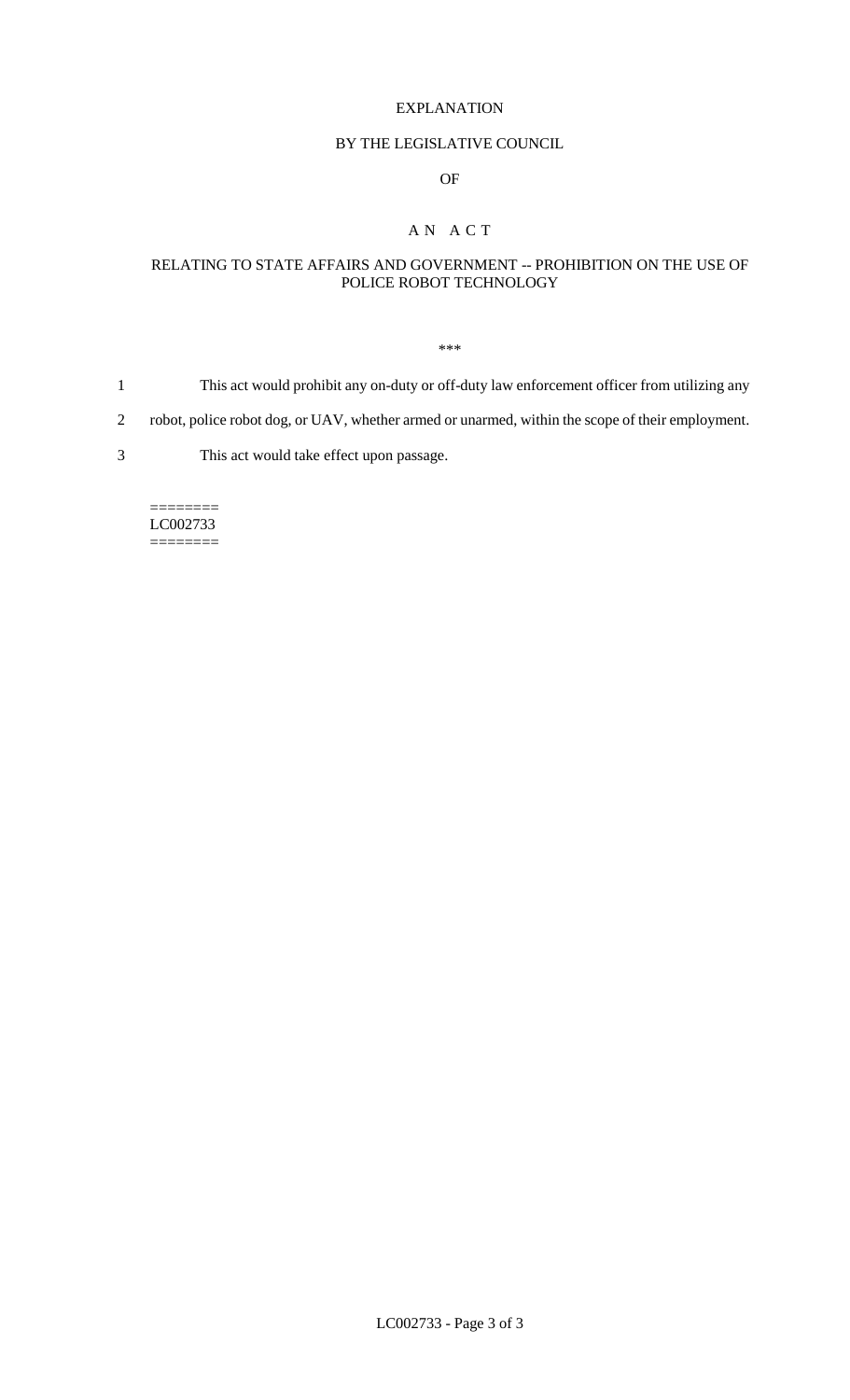EXPLANATION

BY THE LEGISLATIVE COUNCIL

OF

# A N A C T

## RELATING TO STATE AFFAIRS AND GOVERNMENT -- PROHIBITION ON THE USE OF POLICE ROBOT TECHNOLOGY

\*\*\*

1 This act would prohibit any on-duty or off-duty law enforcement officer from utilizing any

2 robot, police robot dog, or UAV, whether armed or unarmed, within the scope of their employment.

3 This act would take effect upon passage.

========
LC002733
========